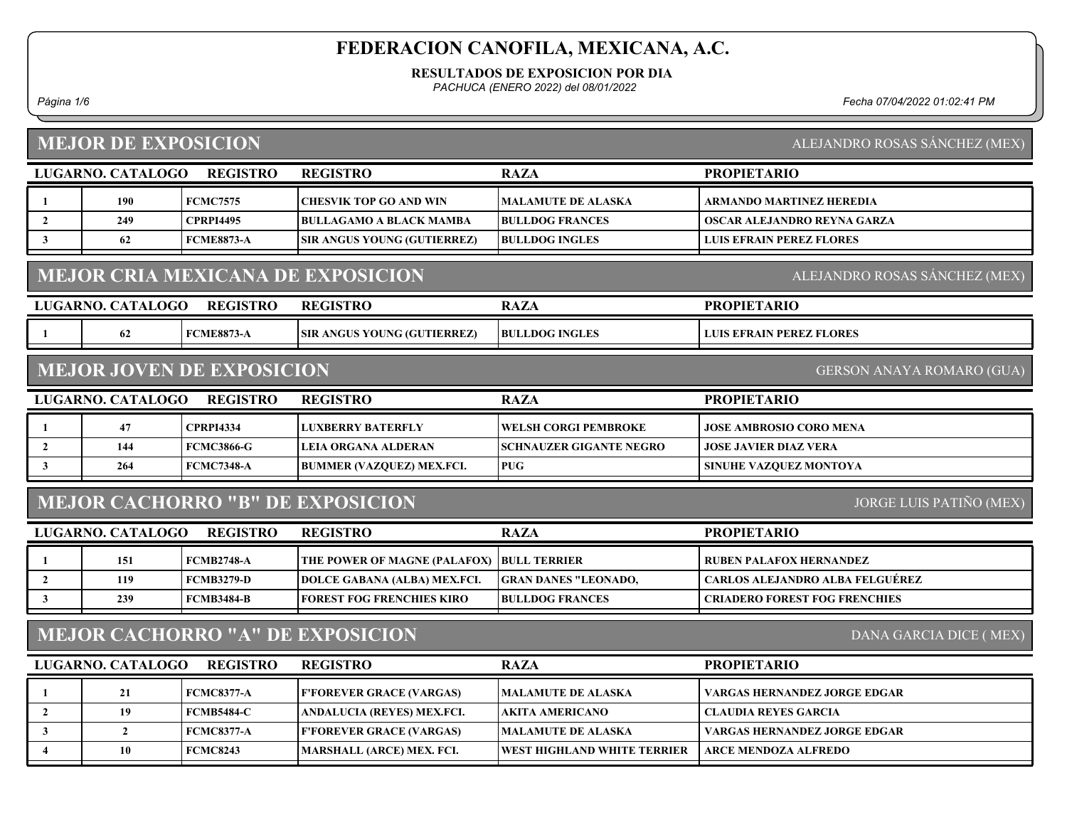# FEDERACION CANOFILA, MEXICANA, A.C.

**RESULTADOS DE EXPOSICION POR DIA**

*PACHUCA (ENERO 2022) del 08/01/2022*

*Fecha 07/04/2022 01:02:41 PM*

## MEJOR DE EXPOSICION

ALEJANDRO ROSAS SÁNCHEZ (MEX)

| LUGAR | NO. CATALOGO | REGISTRO | REGISTRO | RAZA | PROPIETARIO |
|---|---|---|---|---|---|
| 1 | 190 | FCMC7575 | CHESVIK TOP GO AND WIN | MALAMUTE DE ALASKA | ARMANDO MARTINEZ HEREDIA |
| 2 | 249 | CPRPI4495 | BULLAGAMO A BLACK MAMBA | BULLDOG FRANCES | OSCAR ALEJANDRO REYNA GARZA |
| 3 | 62 | FCME8873-A | SIR ANGUS YOUNG (GUTIERREZ) | BULLDOG INGLES | LUIS EFRAIN PEREZ FLORES |

## MEJOR CRIA MEXICANA DE EXPOSICION

ALEJANDRO ROSAS SÁNCHEZ (MEX)

| LUGAR | NO. CATALOGO | REGISTRO | REGISTRO | RAZA | PROPIETARIO |
|---|---|---|---|---|---|
| 1 | 62 | FCME8873-A | SIR ANGUS YOUNG (GUTIERREZ) | BULLDOG INGLES | LUIS EFRAIN PEREZ FLORES |

## MEJOR JOVEN DE EXPOSICION

GERSON ANAYA ROMARO (GUA)

| LUGAR | NO. CATALOGO | REGISTRO | REGISTRO | RAZA | PROPIETARIO |
|---|---|---|---|---|---|
| 1 | 47 | CPRPI4334 | LUXBERRY BATERFLY | WELSH CORGI PEMBROKE | JOSE AMBROSIO CORO MENA |
| 2 | 144 | FCMC3866-G | LEIA ORGANA ALDERAN | SCHNAUZER GIGANTE NEGRO | JOSE JAVIER DIAZ VERA |
| 3 | 264 | FCMC7348-A | BUMMER (VAZQUEZ) MEX.FCI. | PUG | SINUHE VAZQUEZ MONTOYA |

## MEJOR CACHORRO "B" DE EXPOSICION

JORGE LUIS PATIÑO (MEX)

| LUGAR | NO. CATALOGO | REGISTRO | REGISTRO | RAZA | PROPIETARIO |
|---|---|---|---|---|---|
| 1 | 151 | FCMB2748-A | THE POWER OF MAGNE (PALAFOX) | BULL TERRIER | RUBEN PALAFOX HERNANDEZ |
| 2 | 119 | FCMB3279-D | DOLCE GABANA (ALBA) MEX.FCI. | GRAN DANES "LEONADO, | CARLOS ALEJANDRO ALBA FELGUÉREZ |
| 3 | 239 | FCMB3484-B | FOREST FOG FRENCHIES KIRO | BULLDOG FRANCES | CRIADERO FOREST FOG FRENCHIES |

## MEJOR CACHORRO "A" DE EXPOSICION

DANA GARCIA DICE ( MEX)

| LUGAR | NO. CATALOGO | REGISTRO | REGISTRO | RAZA | PROPIETARIO |
|---|---|---|---|---|---|
| 1 | 21 | FCMC8377-A | F'FOREVER GRACE (VARGAS) | MALAMUTE DE ALASKA | VARGAS HERNANDEZ JORGE EDGAR |
| 2 | 19 | FCMB5484-C | ANDALUCIA (REYES) MEX.FCI. | AKITA AMERICANO | CLAUDIA REYES GARCIA |
| 3 | 2 | FCMC8377-A | F'FOREVER GRACE (VARGAS) | MALAMUTE DE ALASKA | VARGAS HERNANDEZ JORGE EDGAR |
| 4 | 10 | FCMC8243 | MARSHALL (ARCE) MEX. FCI. | WEST HIGHLAND WHITE TERRIER | ARCE MENDOZA ALFREDO |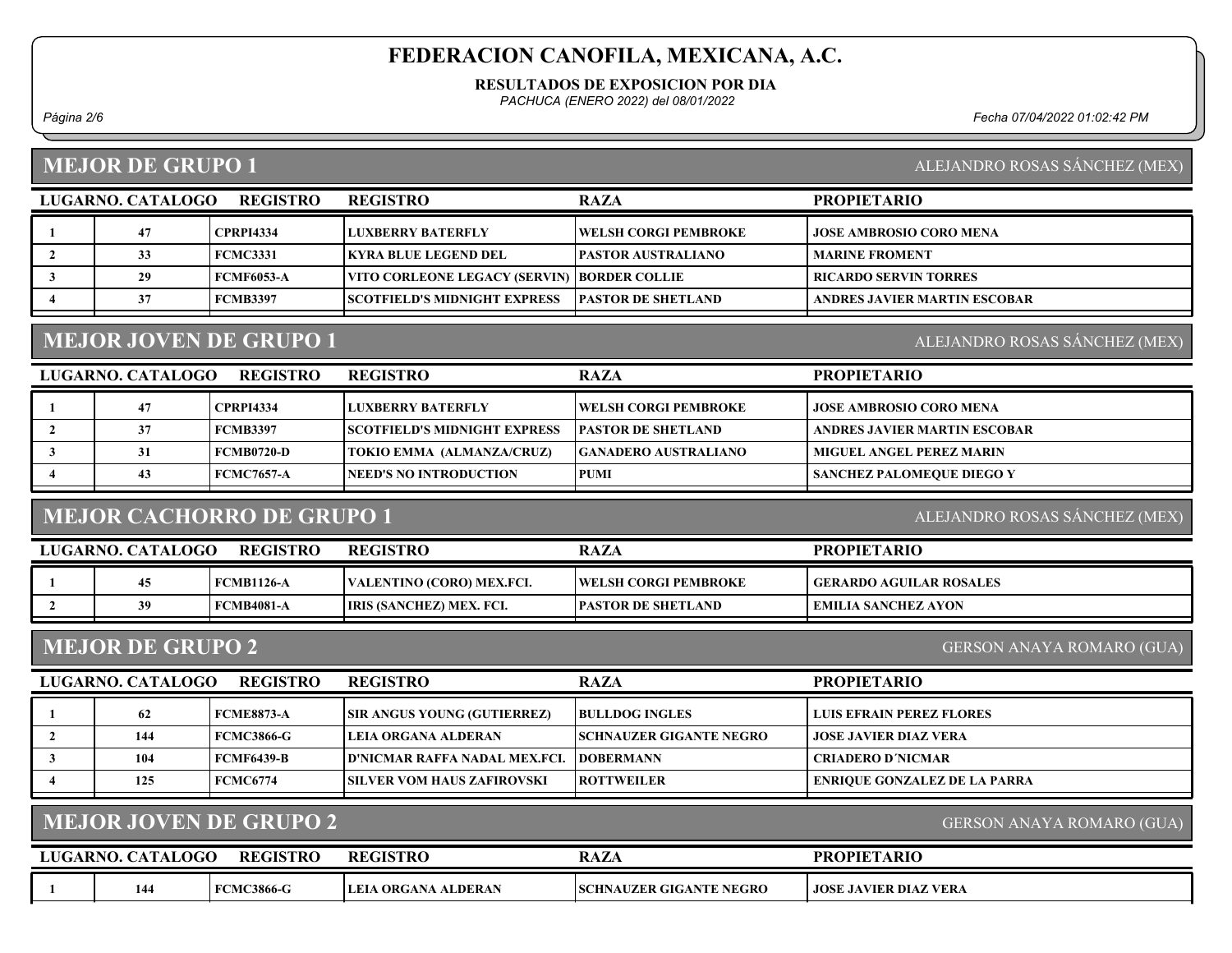# FEDERACION CANOFILA, MEXICANA, A.C.

**RESULTADOS DE EXPOSICION POR DIA**

*PACHUCA (ENERO 2022) del 08/01/2022*

*Fecha 07/04/2022 01:02:42 PM*

## MEJOR DE GRUPO 1

ALEJANDRO ROSAS SÁNCHEZ (MEX)

| LUGAR | NO. CATALOGO | REGISTRO | REGISTRO | RAZA | PROPIETARIO |
|---|---|---|---|---|---|
| 1 | 47 | CPRPI4334 | LUXBERRY BATERFLY | WELSH CORGI PEMBROKE | JOSE AMBROSIO CORO MENA |
| 2 | 33 | FCMC3331 | KYRA BLUE LEGEND DEL | PASTOR AUSTRALIANO | MARINE FROMENT |
| 3 | 29 | FCMF6053-A | VITO CORLEONE LEGACY (SERVIN) | BORDER COLLIE | RICARDO SERVIN TORRES |
| 4 | 37 | FCMB3397 | SCOTFIELD'S MIDNIGHT EXPRESS | PASTOR DE SHETLAND | ANDRES JAVIER MARTIN ESCOBAR |

## MEJOR JOVEN DE GRUPO 1

ALEJANDRO ROSAS SÁNCHEZ (MEX)

| LUGAR | NO. CATALOGO | REGISTRO | REGISTRO | RAZA | PROPIETARIO |
|---|---|---|---|---|---|
| 1 | 47 | CPRPI4334 | LUXBERRY BATERFLY | WELSH CORGI PEMBROKE | JOSE AMBROSIO CORO MENA |
| 2 | 37 | FCMB3397 | SCOTFIELD'S MIDNIGHT EXPRESS | PASTOR DE SHETLAND | ANDRES JAVIER MARTIN ESCOBAR |
| 3 | 31 | FCMB0720-D | TOKIO EMMA (ALMANZA/CRUZ) | GANADERO AUSTRALIANO | MIGUEL ANGEL PEREZ MARIN |
| 4 | 43 | FCMC7657-A | NEED'S NO INTRODUCTION | PUMI | SANCHEZ PALOMEQUE DIEGO Y |

## MEJOR CACHORRO DE GRUPO 1

ALEJANDRO ROSAS SÁNCHEZ (MEX)

| LUGAR | NO. CATALOGO | REGISTRO | REGISTRO | RAZA | PROPIETARIO |
|---|---|---|---|---|---|
| 1 | 45 | FCMB1126-A | VALENTINO (CORO) MEX.FCI. | WELSH CORGI PEMBROKE | GERARDO AGUILAR ROSALES |
| 2 | 39 | FCMB4081-A | IRIS (SANCHEZ) MEX. FCI. | PASTOR DE SHETLAND | EMILIA SANCHEZ AYON |

## MEJOR DE GRUPO 2

GERSON ANAYA ROMARO (GUA)

| LUGAR | NO. CATALOGO | REGISTRO | REGISTRO | RAZA | PROPIETARIO |
|---|---|---|---|---|---|
| 1 | 62 | FCME8873-A | SIR ANGUS YOUNG (GUTIERREZ) | BULLDOG INGLES | LUIS EFRAIN PEREZ FLORES |
| 2 | 144 | FCMC3866-G | LEIA ORGANA ALDERAN | SCHNAUZER GIGANTE NEGRO | JOSE JAVIER DIAZ VERA |
| 3 | 104 | FCMF6439-B | D'NICMAR RAFFA NADAL MEX.FCI. | DOBERMANN | CRIADERO D´NICMAR |
| 4 | 125 | FCMC6774 | SILVER VOM HAUS ZAFIROVSKI | ROTTWEILER | ENRIQUE GONZALEZ DE LA PARRA |

## MEJOR JOVEN DE GRUPO 2

GERSON ANAYA ROMARO (GUA)

| LUGAR | NO. CATALOGO | REGISTRO | REGISTRO | RAZA | PROPIETARIO |
|---|---|---|---|---|---|
| 1 | 144 | FCMC3866-G | LEIA ORGANA ALDERAN | SCHNAUZER GIGANTE NEGRO | JOSE JAVIER DIAZ VERA |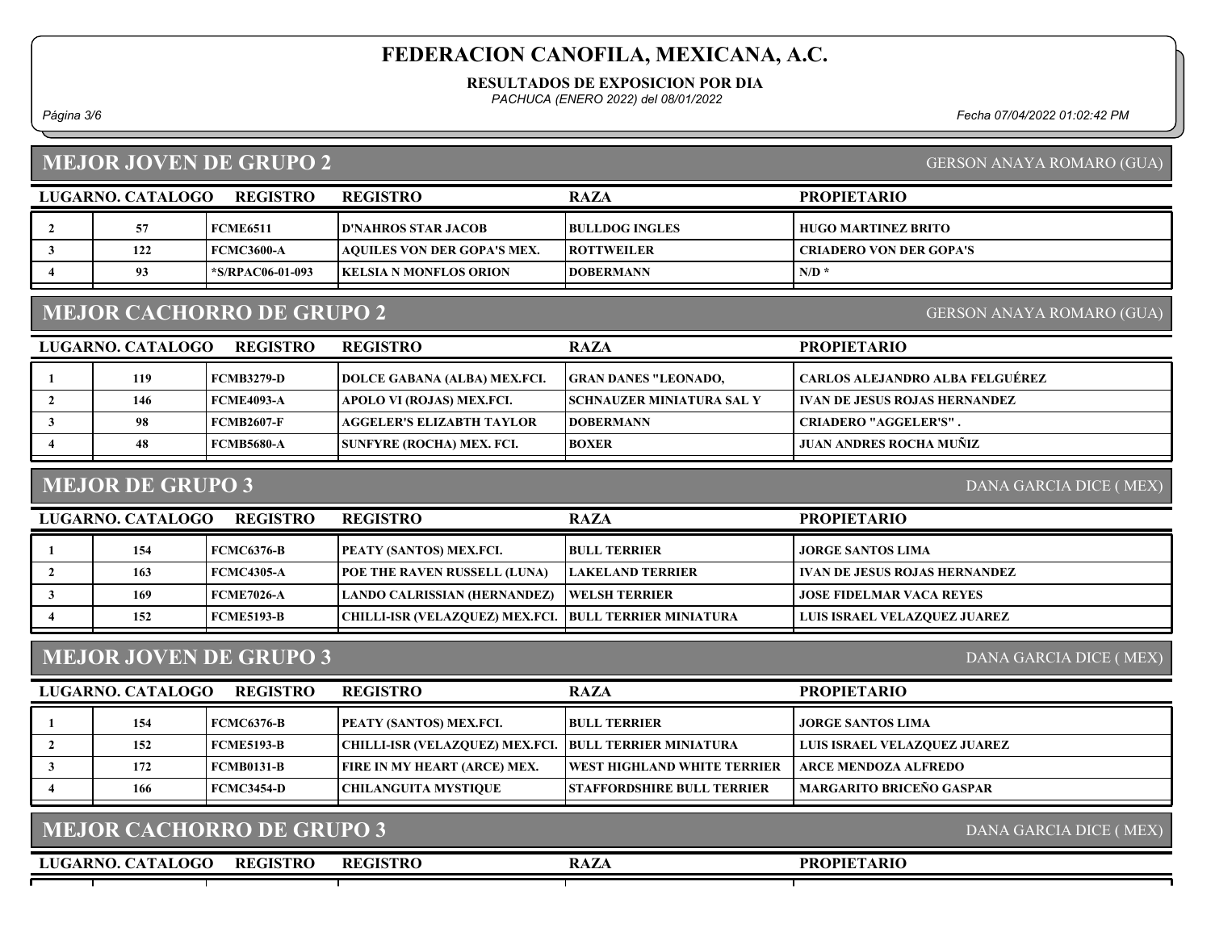# FEDERACION CANOFILA, MEXICANA, A.C.

**RESULTADOS DE EXPOSICION POR DIA**

*PACHUCA (ENERO 2022) del 08/01/2022*

*Fecha 07/04/2022 01:02:42 PM*

## MEJOR JOVEN DE GRUPO 2

GERSON ANAYA ROMARO (GUA)

| LUGAR | NO. CATALOGO | REGISTRO | REGISTRO | RAZA | PROPIETARIO |
|---|---|---|---|---|---|
| 2 | 57 | FCME6511 | D'NAHROS STAR JACOB | BULLDOG INGLES | HUGO MARTINEZ BRITO |
| 3 | 122 | FCMC3600-A | AQUILES VON DER GOPA'S MEX. | ROTTWEILER | CRIADERO VON DER GOPA'S |
| 4 | 93 | *S/RPAC06-01-093 | KELSIA N MONFLOS ORION | DOBERMANN | N/D * |

## MEJOR CACHORRO DE GRUPO 2

GERSON ANAYA ROMARO (GUA)

| LUGAR | NO. CATALOGO | REGISTRO | REGISTRO | RAZA | PROPIETARIO |
|---|---|---|---|---|---|
| 1 | 119 | FCMB3279-D | DOLCE GABANA (ALBA) MEX.FCI. | GRAN DANES "LEONADO, | CARLOS ALEJANDRO ALBA FELGUÉREZ |
| 2 | 146 | FCME4093-A | APOLO VI (ROJAS) MEX.FCI. | SCHNAUZER MINIATURA SAL Y | IVAN DE JESUS ROJAS HERNANDEZ |
| 3 | 98 | FCMB2607-F | AGGELER'S ELIZABTH TAYLOR | DOBERMANN | CRIADERO "AGGELER'S" . |
| 4 | 48 | FCMB5680-A | SUNFYRE (ROCHA) MEX. FCI. | BOXER | JUAN ANDRES ROCHA MUÑIZ |

## MEJOR DE GRUPO 3

DANA GARCIA DICE ( MEX)

| LUGAR | NO. CATALOGO | REGISTRO | REGISTRO | RAZA | PROPIETARIO |
|---|---|---|---|---|---|
| 1 | 154 | FCMC6376-B | PEATY (SANTOS) MEX.FCI. | BULL TERRIER | JORGE SANTOS LIMA |
| 2 | 163 | FCMC4305-A | POE THE RAVEN RUSSELL (LUNA) | LAKELAND TERRIER | IVAN DE JESUS ROJAS HERNANDEZ |
| 3 | 169 | FCME7026-A | LANDO CALRISSIAN (HERNANDEZ) | WELSH TERRIER | JOSE FIDELMAR VACA REYES |
| 4 | 152 | FCME5193-B | CHILLI-ISR (VELAZQUEZ) MEX.FCI. | BULL TERRIER MINIATURA | LUIS ISRAEL VELAZQUEZ JUAREZ |

## MEJOR JOVEN DE GRUPO 3

DANA GARCIA DICE ( MEX)

| LUGAR | NO. CATALOGO | REGISTRO | REGISTRO | RAZA | PROPIETARIO |
|---|---|---|---|---|---|
| 1 | 154 | FCMC6376-B | PEATY (SANTOS) MEX.FCI. | BULL TERRIER | JORGE SANTOS LIMA |
| 2 | 152 | FCME5193-B | CHILLI-ISR (VELAZQUEZ) MEX.FCI. | BULL TERRIER MINIATURA | LUIS ISRAEL VELAZQUEZ JUAREZ |
| 3 | 172 | FCMB0131-B | FIRE IN MY HEART (ARCE) MEX. | WEST HIGHLAND WHITE TERRIER | ARCE MENDOZA ALFREDO |
| 4 | 166 | FCMC3454-D | CHILANGUITA MYSTIQUE | STAFFORDSHIRE BULL TERRIER | MARGARITO BRICEÑO GASPAR |

## MEJOR CACHORRO DE GRUPO 3

DANA GARCIA DICE ( MEX)

| LUGAR | NO. CATALOGO | REGISTRO | REGISTRO | RAZA | PROPIETARIO |
|---|---|---|---|---|---|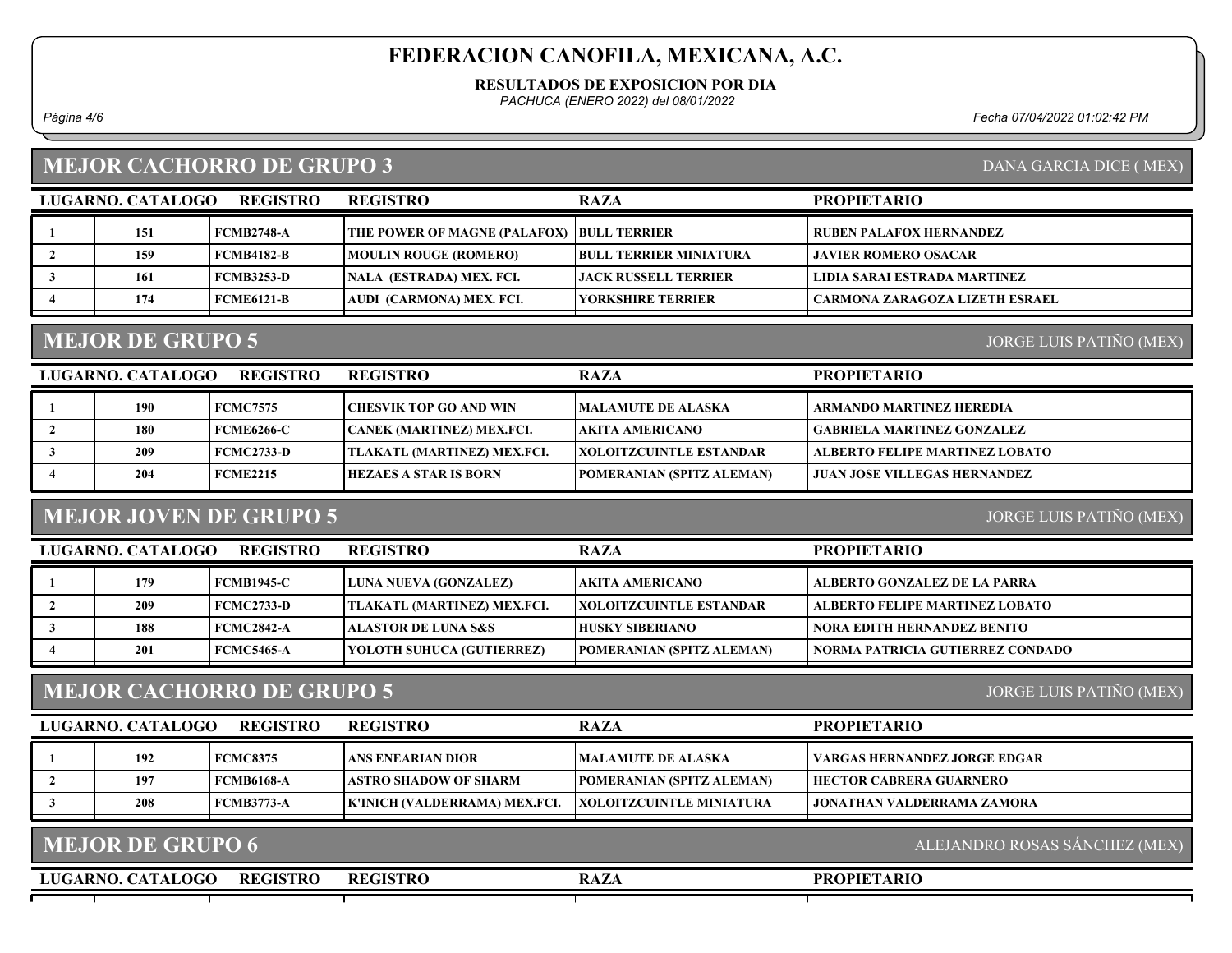# FEDERACION CANOFILA, MEXICANA, A.C.

**RESULTADOS DE EXPOSICION POR DIA**

*PACHUCA (ENERO 2022) del 08/01/2022*

## MEJOR CACHORRO DE GRUPO 3

DANA GARCIA DICE ( MEX)

| LUGAR | NO. CATALOGO | REGISTRO | REGISTRO | RAZA | PROPIETARIO |
|---|---|---|---|---|---|
| 1 | 151 | FCMB2748-A | THE POWER OF MAGNE (PALAFOX) | BULL TERRIER | RUBEN PALAFOX HERNANDEZ |
| 2 | 159 | FCMB4182-B | MOULIN ROUGE (ROMERO) | BULL TERRIER MINIATURA | JAVIER ROMERO OSACAR |
| 3 | 161 | FCMB3253-D | NALA (ESTRADA) MEX. FCI. | JACK RUSSELL TERRIER | LIDIA SARAI ESTRADA MARTINEZ |
| 4 | 174 | FCME6121-B | AUDI (CARMONA) MEX. FCI. | YORKSHIRE TERRIER | CARMONA ZARAGOZA LIZETH ESRAEL |

## MEJOR DE GRUPO 5

JORGE LUIS PATIÑO (MEX)

| LUGAR | NO. CATALOGO | REGISTRO | REGISTRO | RAZA | PROPIETARIO |
|---|---|---|---|---|---|
| 1 | 190 | FCMC7575 | CHESVIK TOP GO AND WIN | MALAMUTE DE ALASKA | ARMANDO MARTINEZ HEREDIA |
| 2 | 180 | FCME6266-C | CANEK (MARTINEZ) MEX.FCI. | AKITA AMERICANO | GABRIELA MARTINEZ GONZALEZ |
| 3 | 209 | FCMC2733-D | TLAKATL (MARTINEZ) MEX.FCI. | XOLOITZCUINTLE ESTANDAR | ALBERTO FELIPE MARTINEZ LOBATO |
| 4 | 204 | FCME2215 | HEZAES A STAR IS BORN | POMERANIAN (SPITZ ALEMAN) | JUAN JOSE VILLEGAS HERNANDEZ |

## MEJOR JOVEN DE GRUPO 5

JORGE LUIS PATIÑO (MEX)

| LUGAR | NO. CATALOGO | REGISTRO | REGISTRO | RAZA | PROPIETARIO |
|---|---|---|---|---|---|
| 1 | 179 | FCMB1945-C | LUNA NUEVA (GONZALEZ) | AKITA AMERICANO | ALBERTO GONZALEZ DE LA PARRA |
| 2 | 209 | FCMC2733-D | TLAKATL (MARTINEZ) MEX.FCI. | XOLOITZCUINTLE ESTANDAR | ALBERTO FELIPE MARTINEZ LOBATO |
| 3 | 188 | FCMC2842-A | ALASTOR DE LUNA S&S | HUSKY SIBERIANO | NORA EDITH HERNANDEZ BENITO |
| 4 | 201 | FCMC5465-A | YOLOTH SUHUCA (GUTIERREZ) | POMERANIAN (SPITZ ALEMAN) | NORMA PATRICIA GUTIERREZ CONDADO |

## MEJOR CACHORRO DE GRUPO 5

JORGE LUIS PATIÑO (MEX)

| LUGAR | NO. CATALOGO | REGISTRO | REGISTRO | RAZA | PROPIETARIO |
|---|---|---|---|---|---|
| 1 | 192 | FCMC8375 | ANS ENEARIAN DIOR | MALAMUTE DE ALASKA | VARGAS HERNANDEZ JORGE EDGAR |
| 2 | 197 | FCMB6168-A | ASTRO SHADOW OF SHARM | POMERANIAN (SPITZ ALEMAN) | HECTOR CABRERA GUARNERO |
| 3 | 208 | FCMB3773-A | K'INICH (VALDERRAMA) MEX.FCI. | XOLOITZCUINTLE MINIATURA | JONATHAN VALDERRAMA ZAMORA |

## MEJOR DE GRUPO 6

ALEJANDRO ROSAS SÁNCHEZ (MEX)

| LUGAR | NO. CATALOGO | REGISTRO | REGISTRO | RAZA | PROPIETARIO |
|---|---|---|---|---|---|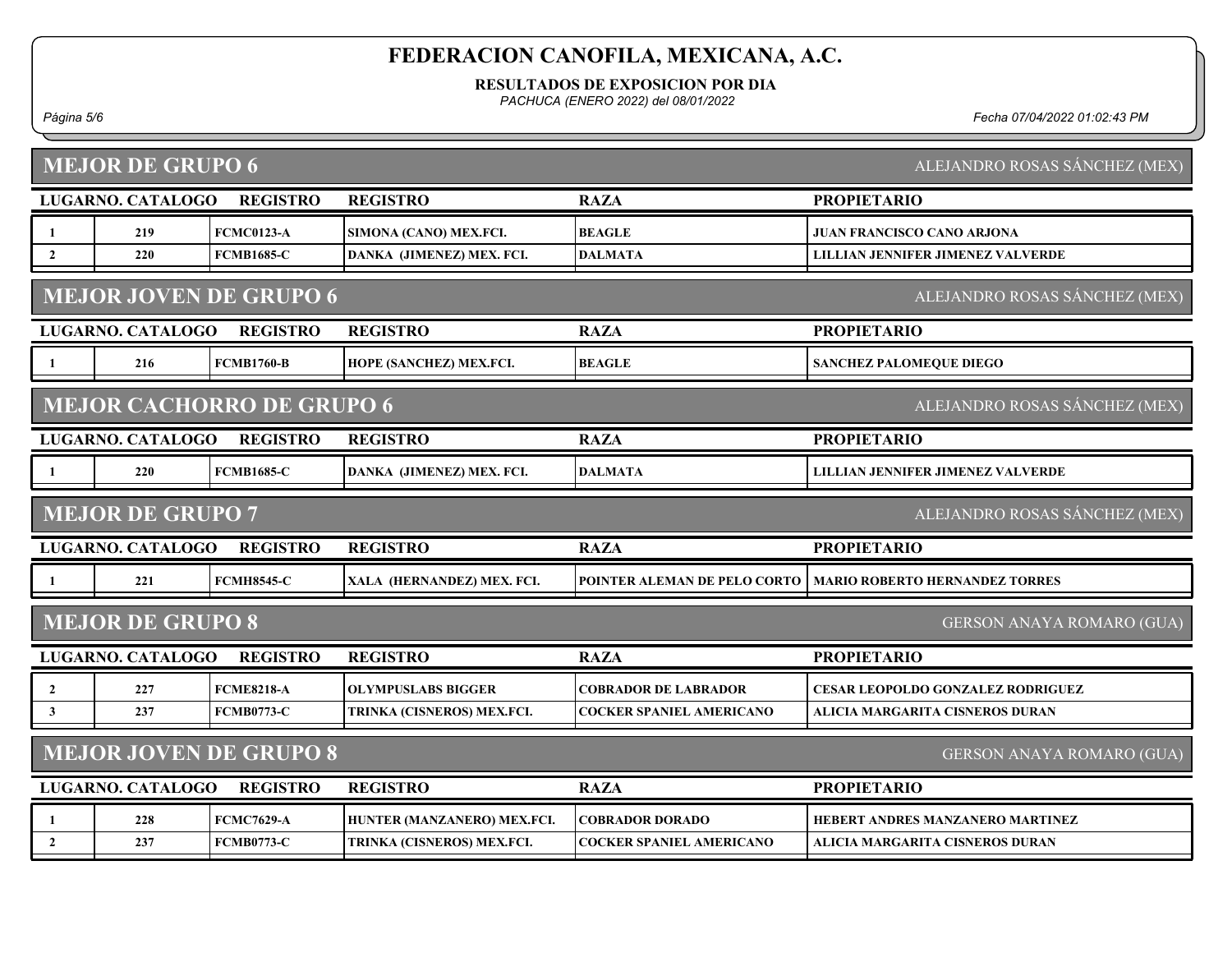# FEDERACION CANOFILA, MEXICANA, A.C.

**RESULTADOS DE EXPOSICION POR DIA**

*PACHUCA (ENERO 2022) del 08/01/2022*

## MEJOR DE GRUPO 6

ALEJANDRO ROSAS SÁNCHEZ (MEX)

| LUGAR | NO. CATALOGO | REGISTRO | REGISTRO | RAZA | PROPIETARIO |
|---|---|---|---|---|---|
| 1 | 219 | FCMC0123-A | SIMONA (CANO) MEX.FCI. | BEAGLE | JUAN FRANCISCO CANO ARJONA |
| 2 | 220 | FCMB1685-C | DANKA (JIMENEZ) MEX. FCI. | DALMATA | LILLIAN JENNIFER JIMENEZ VALVERDE |

## MEJOR JOVEN DE GRUPO 6

ALEJANDRO ROSAS SÁNCHEZ (MEX)

| LUGAR | NO. CATALOGO | REGISTRO | REGISTRO | RAZA | PROPIETARIO |
|---|---|---|---|---|---|
| 1 | 216 | FCMB1760-B | HOPE (SANCHEZ) MEX.FCI. | BEAGLE | SANCHEZ PALOMEQUE DIEGO |

## MEJOR CACHORRO DE GRUPO 6

ALEJANDRO ROSAS SÁNCHEZ (MEX)

| LUGAR | NO. CATALOGO | REGISTRO | REGISTRO | RAZA | PROPIETARIO |
|---|---|---|---|---|---|
| 1 | 220 | FCMB1685-C | DANKA (JIMENEZ) MEX. FCI. | DALMATA | LILLIAN JENNIFER JIMENEZ VALVERDE |

## MEJOR DE GRUPO 7

ALEJANDRO ROSAS SÁNCHEZ (MEX)

| LUGAR | NO. CATALOGO | REGISTRO | REGISTRO | RAZA | PROPIETARIO |
|---|---|---|---|---|---|
| 1 | 221 | FCMH8545-C | XALA (HERNANDEZ) MEX. FCI. | POINTER ALEMAN DE PELO CORTO | MARIO ROBERTO HERNANDEZ TORRES |

## MEJOR DE GRUPO 8

GERSON ANAYA ROMARO (GUA)

| LUGAR | NO. CATALOGO | REGISTRO | REGISTRO | RAZA | PROPIETARIO |
|---|---|---|---|---|---|
| 2 | 227 | FCME8218-A | OLYMPUSLABS BIGGER | COBRADOR DE LABRADOR | CESAR LEOPOLDO GONZALEZ RODRIGUEZ |
| 3 | 237 | FCMB0773-C | TRINKA (CISNEROS) MEX.FCI. | COCKER SPANIEL AMERICANO | ALICIA MARGARITA CISNEROS DURAN |

## MEJOR JOVEN DE GRUPO 8

GERSON ANAYA ROMARO (GUA)

| LUGAR | NO. CATALOGO | REGISTRO | REGISTRO | RAZA | PROPIETARIO |
|---|---|---|---|---|---|
| 1 | 228 | FCMC7629-A | HUNTER (MANZANERO) MEX.FCI. | COBRADOR DORADO | HEBERT ANDRES MANZANERO MARTINEZ |
| 2 | 237 | FCMB0773-C | TRINKA (CISNEROS) MEX.FCI. | COCKER SPANIEL AMERICANO | ALICIA MARGARITA CISNEROS DURAN |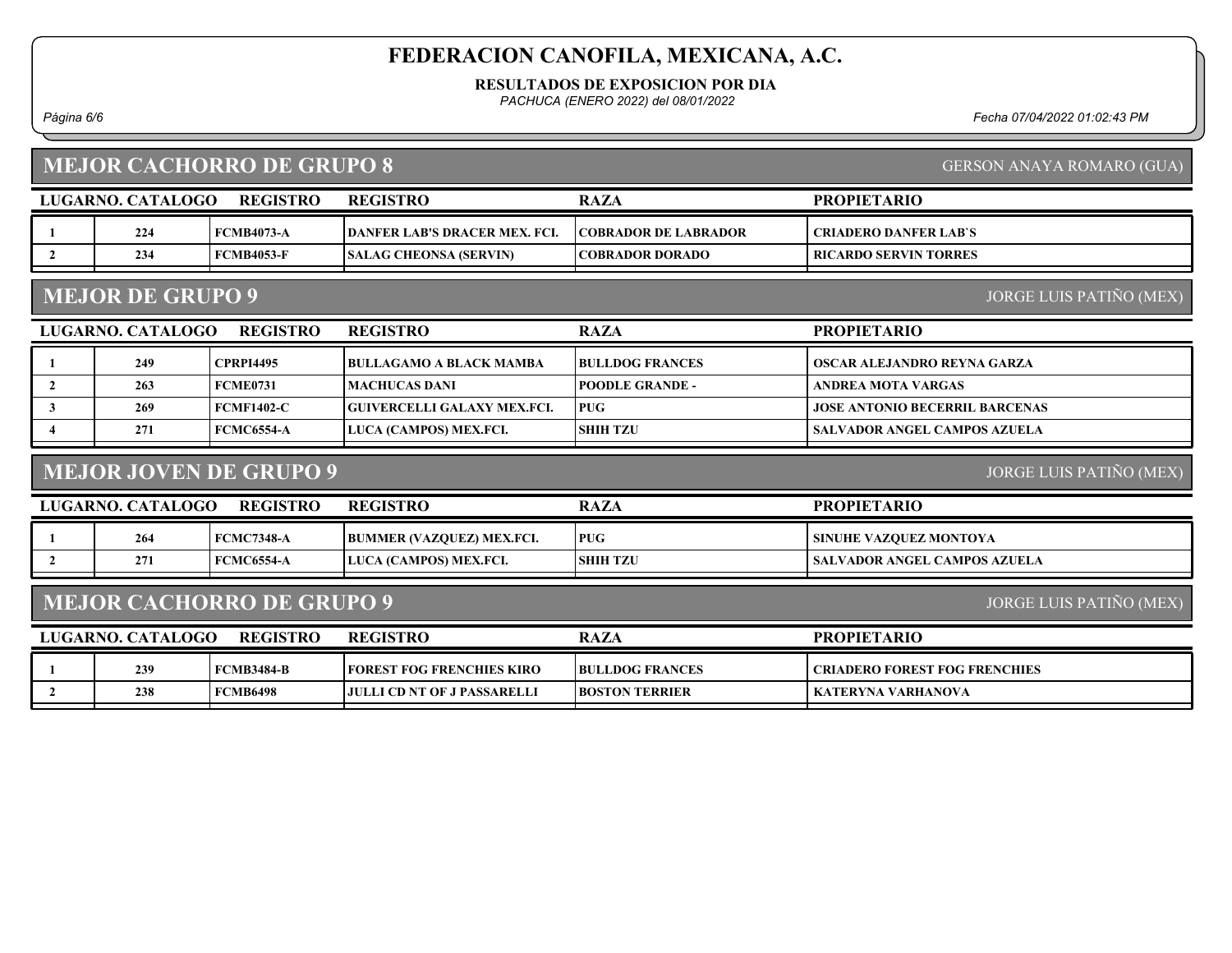# FEDERACION CANOFILA, MEXICANA, A.C.

**RESULTADOS DE EXPOSICION POR DIA**

*PACHUCA (ENERO 2022) del 08/01/2022*

*Fecha 07/04/2022 01:02:43 PM*

## MEJOR CACHORRO DE GRUPO 8

GERSON ANAYA ROMARO (GUA)

| LUGAR | NO. CATALOGO | REGISTRO | REGISTRO | RAZA | PROPIETARIO |
|---|---|---|---|---|---|
| 1 | 224 | FCMB4073-A | DANFER LAB'S DRACER MEX. FCI. | COBRADOR DE LABRADOR | CRIADERO DANFER LAB`S |
| 2 | 234 | FCMB4053-F | SALAG CHEONSA (SERVIN) | COBRADOR DORADO | RICARDO SERVIN TORRES |

## MEJOR DE GRUPO 9

JORGE LUIS PATIÑO (MEX)

| LUGAR | NO. CATALOGO | REGISTRO | REGISTRO | RAZA | PROPIETARIO |
|---|---|---|---|---|---|
| 1 | 249 | CPRPI4495 | BULLAGAMO A BLACK MAMBA | BULLDOG FRANCES | OSCAR ALEJANDRO REYNA GARZA |
| 2 | 263 | FCME0731 | MACHUCAS DANI | POODLE GRANDE - | ANDREA MOTA VARGAS |
| 3 | 269 | FCMF1402-C | GUIVERCELLI GALAXY MEX.FCI. | PUG | JOSE ANTONIO BECERRIL BARCENAS |
| 4 | 271 | FCMC6554-A | LUCA (CAMPOS) MEX.FCI. | SHIH TZU | SALVADOR ANGEL CAMPOS AZUELA |

## MEJOR JOVEN DE GRUPO 9

JORGE LUIS PATIÑO (MEX)

| LUGAR | NO. CATALOGO | REGISTRO | REGISTRO | RAZA | PROPIETARIO |
|---|---|---|---|---|---|
| 1 | 264 | FCMC7348-A | BUMMER (VAZQUEZ) MEX.FCI. | PUG | SINUHE VAZQUEZ MONTOYA |
| 2 | 271 | FCMC6554-A | LUCA (CAMPOS) MEX.FCI. | SHIH TZU | SALVADOR ANGEL CAMPOS AZUELA |

## MEJOR CACHORRO DE GRUPO 9

JORGE LUIS PATIÑO (MEX)

| LUGAR | NO. CATALOGO | REGISTRO | REGISTRO | RAZA | PROPIETARIO |
|---|---|---|---|---|---|
| 1 | 239 | FCMB3484-B | FOREST FOG FRENCHIES KIRO | BULLDOG FRANCES | CRIADERO FOREST FOG FRENCHIES |
| 2 | 238 | FCMB6498 | JULLI CD NT OF J PASSARELLI | BOSTON TERRIER | KATERYNA VARHANOVA |